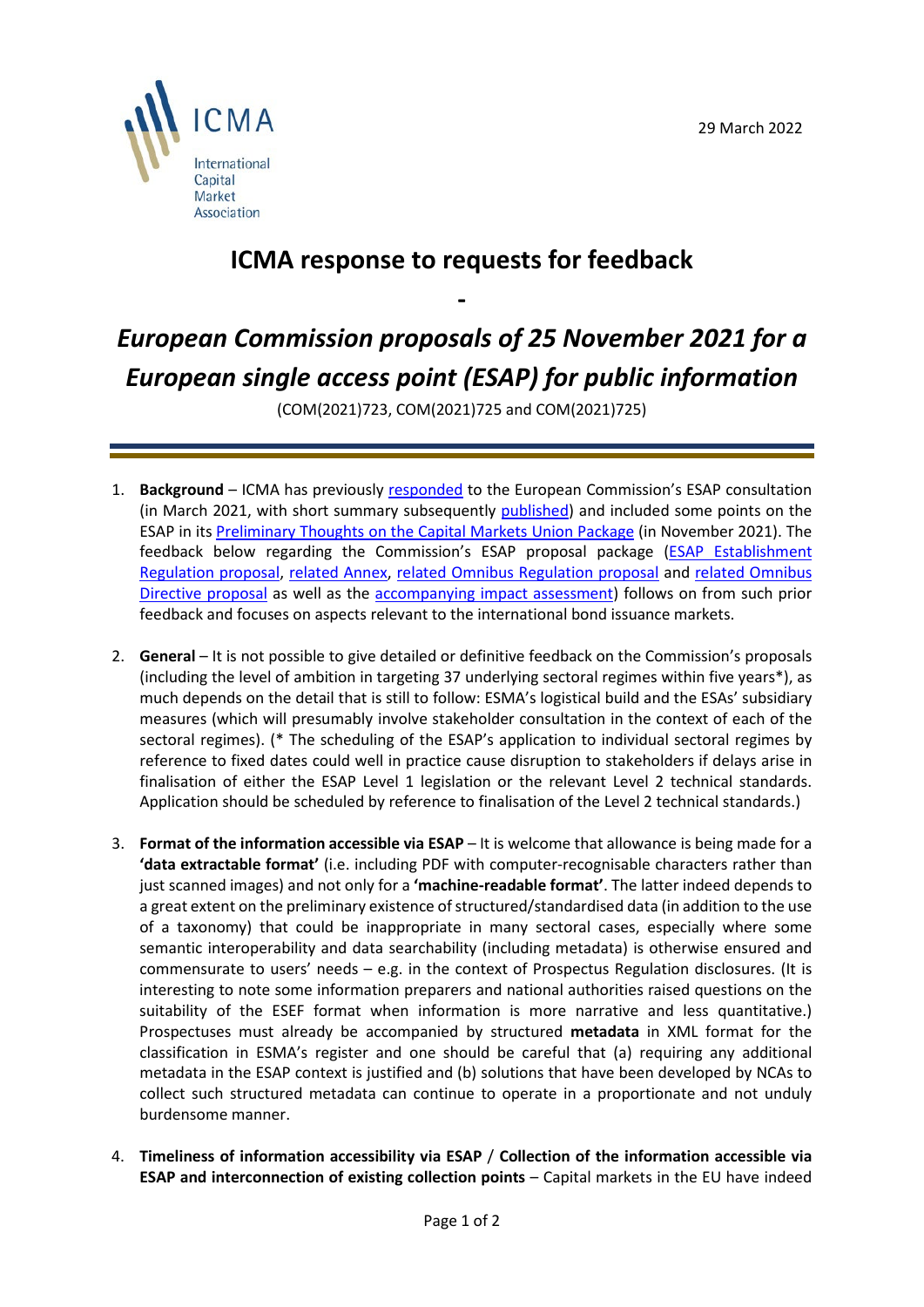ICMA International Capital Market Association

29 March 2022

# ICMA response to requests for feedback

-

## *European Commission proposals of 25 November 2021 for a European single access point (ESAP) for public information*

(COM(2021)723, COM(2021)725 and COM(2021)725)

1. **Background** – ICMA has previously responded to the European Commission's ESAP consultation (in March 2021, with short summary subsequently published) and included some points on the ESAP in its Preliminary Thoughts on the Capital Markets Union Package (in November 2021). The feedback below regarding the Commission's ESAP proposal package (ESAP Establishment Regulation proposal, related Annex, related Omnibus Regulation proposal and related Omnibus Directive proposal as well as the accompanying impact assessment) follows on from such prior feedback and focuses on aspects relevant to the international bond issuance markets.

2. **General** – It is not possible to give detailed or definitive feedback on the Commission's proposals (including the level of ambition in targeting 37 underlying sectoral regimes within five years*), as much depends on the detail that is still to follow: ESMA's logistical build and the ESAs' subsidiary measures (which will presumably involve stakeholder consultation in the context of each of the sectoral regimes). (* The scheduling of the ESAP's application to individual sectoral regimes by reference to fixed dates could well in practice cause disruption to stakeholders if delays arise in finalisation of either the ESAP Level 1 legislation or the relevant Level 2 technical standards. Application should be scheduled by reference to finalisation of the Level 2 technical standards.)

3. **Format of the information accessible via ESAP** – It is welcome that allowance is being made for a **'data extractable format'** (i.e. including PDF with computer-recognisable characters rather than just scanned images) and not only for a **'machine-readable format'**. The latter indeed depends to a great extent on the preliminary existence of structured/standardised data (in addition to the use of a taxonomy) that could be inappropriate in many sectoral cases, especially where some semantic interoperability and data searchability (including metadata) is otherwise ensured and commensurate to users' needs – e.g. in the context of Prospectus Regulation disclosures. (It is interesting to note some information preparers and national authorities raised questions on the suitability of the ESEF format when information is more narrative and less quantitative.) Prospectuses must already be accompanied by structured **metadata** in XML format for the classification in ESMA's register and one should be careful that (a) requiring any additional metadata in the ESAP context is justified and (b) solutions that have been developed by NCAs to collect such structured metadata can continue to operate in a proportionate and not unduly burdensome manner.

4. **Timeliness of information accessibility via ESAP** / **Collection of the information accessible via ESAP and interconnection of existing collection points** – Capital markets in the EU have indeed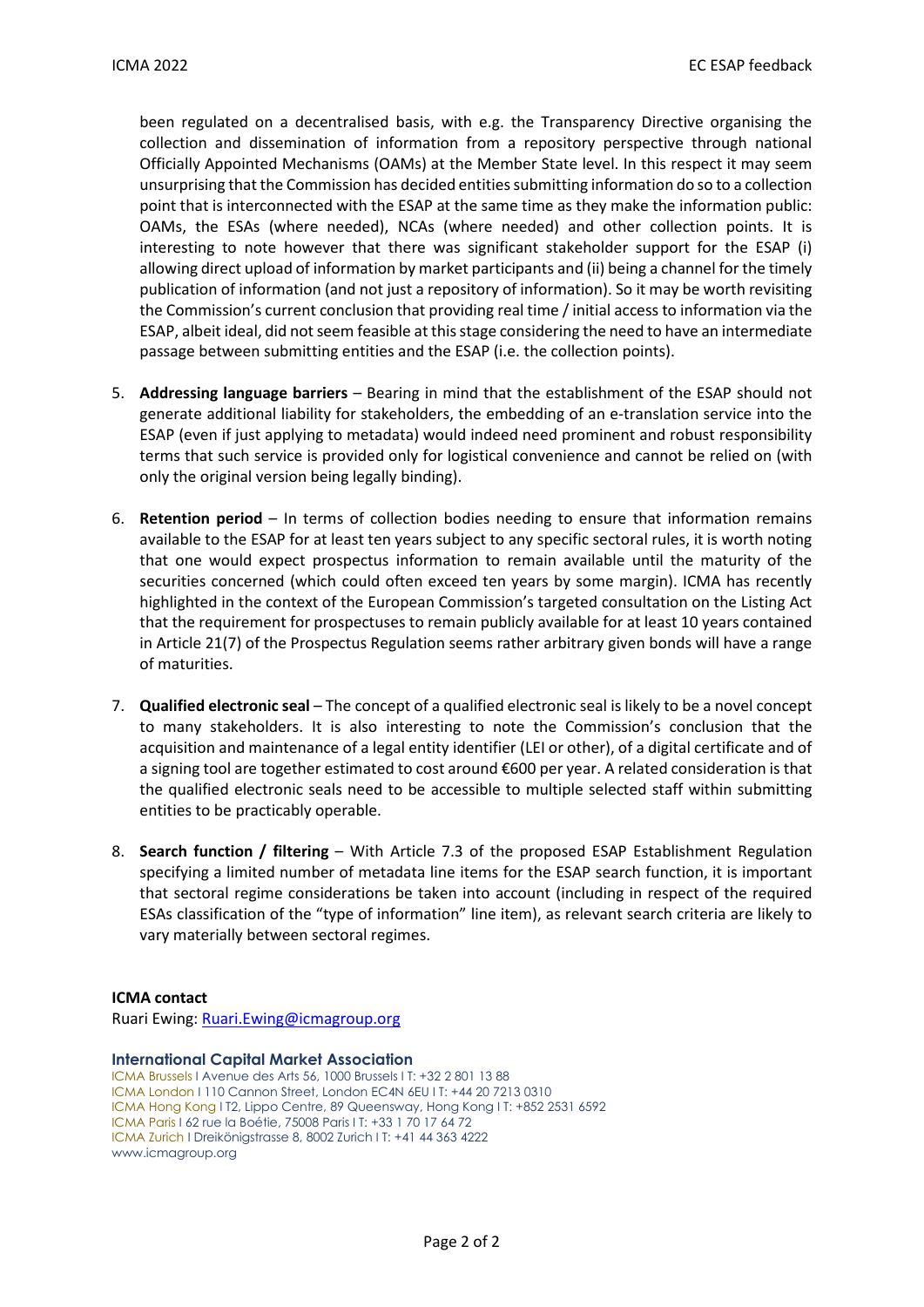been regulated on a decentralised basis, with e.g. the Transparency Directive organising the collection and dissemination of information from a repository perspective through national Officially Appointed Mechanisms (OAMs) at the Member State level. In this respect it may seem unsurprising that the Commission has decided entities submitting information do so to a collection point that is interconnected with the ESAP at the same time as they make the information public: OAMs, the ESAs (where needed), NCAs (where needed) and other collection points. It is interesting to note however that there was significant stakeholder support for the ESAP (i) allowing direct upload of information by market participants and (ii) being a channel for the timely publication of information (and not just a repository of information). So it may be worth revisiting the Commission's current conclusion that providing real time / initial access to information via the ESAP, albeit ideal, did not seem feasible at this stage considering the need to have an intermediate passage between submitting entities and the ESAP (i.e. the collection points).

5. **Addressing language barriers** – Bearing in mind that the establishment of the ESAP should not generate additional liability for stakeholders, the embedding of an e-translation service into the ESAP (even if just applying to metadata) would indeed need prominent and robust responsibility terms that such service is provided only for logistical convenience and cannot be relied on (with only the original version being legally binding).

6. **Retention period** – In terms of collection bodies needing to ensure that information remains available to the ESAP for at least ten years subject to any specific sectoral rules, it is worth noting that one would expect prospectus information to remain available until the maturity of the securities concerned (which could often exceed ten years by some margin). ICMA has recently highlighted in the context of the European Commission's targeted consultation on the Listing Act that the requirement for prospectuses to remain publicly available for at least 10 years contained in Article 21(7) of the Prospectus Regulation seems rather arbitrary given bonds will have a range of maturities.

7. **Qualified electronic seal** – The concept of a qualified electronic seal is likely to be a novel concept to many stakeholders. It is also interesting to note the Commission's conclusion that the acquisition and maintenance of a legal entity identifier (LEI or other), of a digital certificate and of a signing tool are together estimated to cost around €600 per year. A related consideration is that the qualified electronic seals need to be accessible to multiple selected staff within submitting entities to be practicably operable.

8. **Search function / filtering** – With Article 7.3 of the proposed ESAP Establishment Regulation specifying a limited number of metadata line items for the ESAP search function, it is important that sectoral regime considerations be taken into account (including in respect of the required ESAs classification of the "type of information" line item), as relevant search criteria are likely to vary materially between sectoral regimes.

**ICMA contact**

Ruari Ewing: Ruari.Ewing@icmagroup.org

**International Capital Market Association**

ICMA Brussels I Avenue des Arts 56, 1000 Brussels I T: +32 2 801 13 88
ICMA London I 110 Cannon Street, London EC4N 6EU I T: +44 20 7213 0310
ICMA Hong Kong I T2, Lippo Centre, 89 Queensway, Hong Kong I T: +852 2531 6592
ICMA Paris I 62 rue la Boétie, 75008 Paris I T: +33 1 70 17 64 72
ICMA Zurich I Dreikönigstrasse 8, 8002 Zurich I T: +41 44 363 4222
www.icmagroup.org